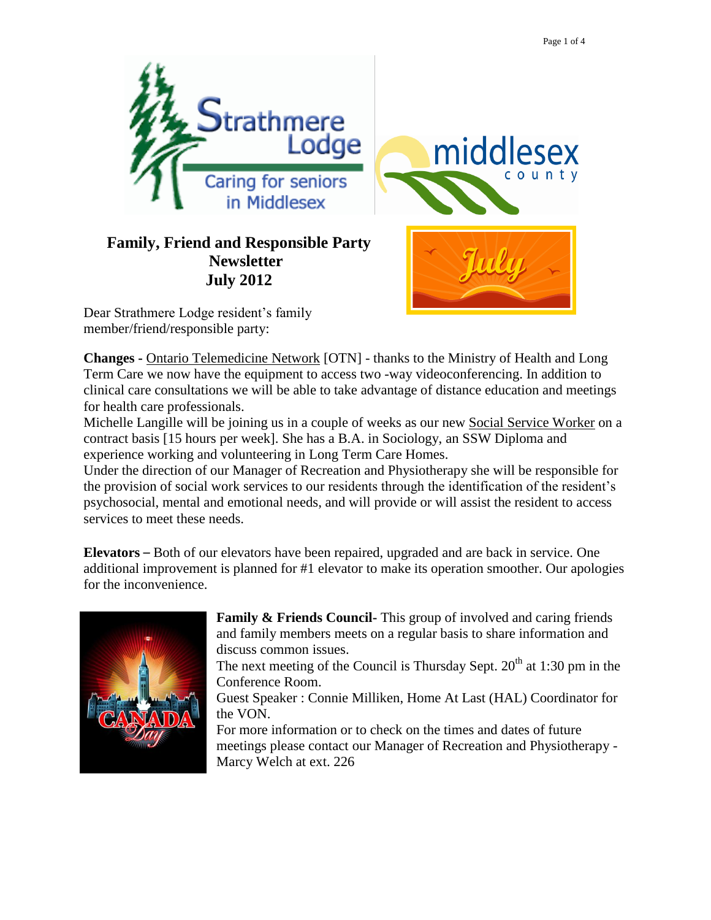# Family, Friend and Responsible Party Newsletter
## July 2012

Dear Strathmere Lodge resident's family member/friend/responsible party:

**Changes -** Ontario Telemedicine Network [OTN] - thanks to the Ministry of Health and Long Term Care we now have the equipment to access two -way videoconferencing. In addition to clinical care consultations we will be able to take advantage of distance education and meetings for health care professionals.

Michelle Langille will be joining us in a couple of weeks as our new Social Service Worker on a contract basis [15 hours per week]. She has a B.A. in Sociology, an SSW Diploma and experience working and volunteering in Long Term Care Homes.

Under the direction of our Manager of Recreation and Physiotherapy she will be responsible for the provision of social work services to our residents through the identification of the resident's psychosocial, mental and emotional needs, and will provide or will assist the resident to access services to meet these needs.

**Elevators –** Both of our elevators have been repaired, upgraded and are back in service. One additional improvement is planned for #1 elevator to make its operation smoother. Our apologies for the inconvenience.

**Family & Friends Council**- This group of involved and caring friends and family members meets on a regular basis to share information and discuss common issues.

The next meeting of the Council is Thursday Sept. 20th at 1:30 pm in the Conference Room.

Guest Speaker : Connie Milliken, Home At Last (HAL) Coordinator for the VON.

For more information or to check on the times and dates of future meetings please contact our Manager of Recreation and Physiotherapy - Marcy Welch at ext. 226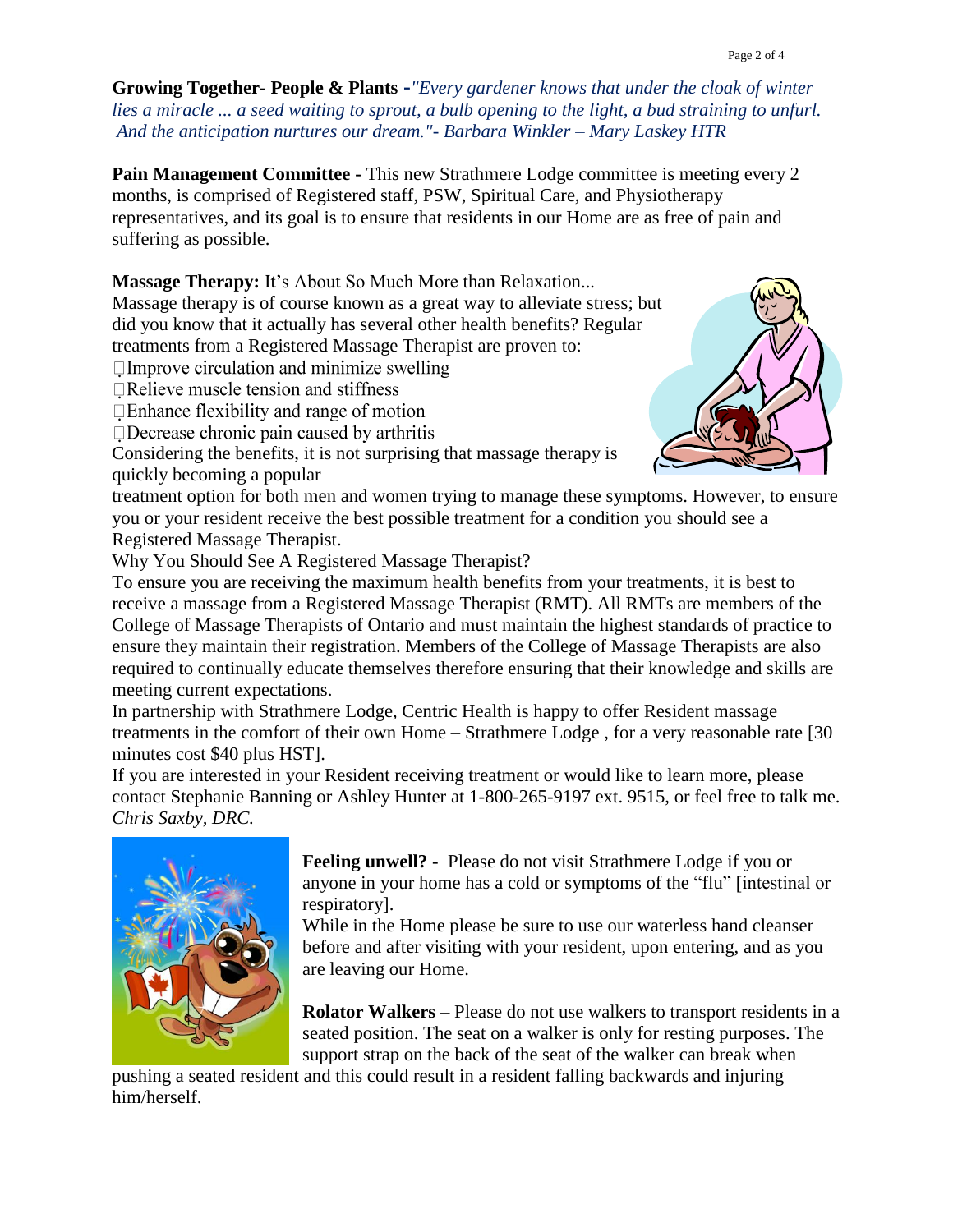**Growing Together- People & Plants** -*"Every gardener knows that under the cloak of winter lies a miracle ... a seed waiting to sprout, a bulb opening to the light, a bud straining to unfurl. And the anticipation nurtures our dream."- Barbara Winkler – Mary Laskey HTR*

**Pain Management Committee** - This new Strathmere Lodge committee is meeting every 2 months, is comprised of Registered staff, PSW, Spiritual Care, and Physiotherapy representatives, and its goal is to ensure that residents in our Home are as free of pain and suffering as possible.

**Massage Therapy:** It's About So Much More than Relaxation...
Massage therapy is of course known as a great way to alleviate stress; but did you know that it actually has several other health benefits? Regular treatments from a Registered Massage Therapist are proven to:

- Improve circulation and minimize swelling
- Relieve muscle tension and stiffness
- Enhance flexibility and range of motion
- Decrease chronic pain caused by arthritis

Considering the benefits, it is not surprising that massage therapy is quickly becoming a popular treatment option for both men and women trying to manage these symptoms. However, to ensure you or your resident receive the best possible treatment for a condition you should see a Registered Massage Therapist.

Why You Should See A Registered Massage Therapist?

To ensure you are receiving the maximum health benefits from your treatments, it is best to receive a massage from a Registered Massage Therapist (RMT). All RMTs are members of the College of Massage Therapists of Ontario and must maintain the highest standards of practice to ensure they maintain their registration. Members of the College of Massage Therapists are also required to continually educate themselves therefore ensuring that their knowledge and skills are meeting current expectations.

In partnership with Strathmere Lodge, Centric Health is happy to offer Resident massage treatments in the comfort of their own Home – Strathmere Lodge , for a very reasonable rate [30 minutes cost $40 plus HST].

If you are interested in your Resident receiving treatment or would like to learn more, please contact Stephanie Banning or Ashley Hunter at 1-800-265-9197 ext. 9515, or feel free to talk me. *Chris Saxby, DRC.*

**Feeling unwell?** - Please do not visit Strathmere Lodge if you or anyone in your home has a cold or symptoms of the "flu" [intestinal or respiratory].

While in the Home please be sure to use our waterless hand cleanser before and after visiting with your resident, upon entering, and as you are leaving our Home.

**Rolator Walkers** – Please do not use walkers to transport residents in a seated position. The seat on a walker is only for resting purposes. The support strap on the back of the seat of the walker can break when pushing a seated resident and this could result in a resident falling backwards and injuring him/herself.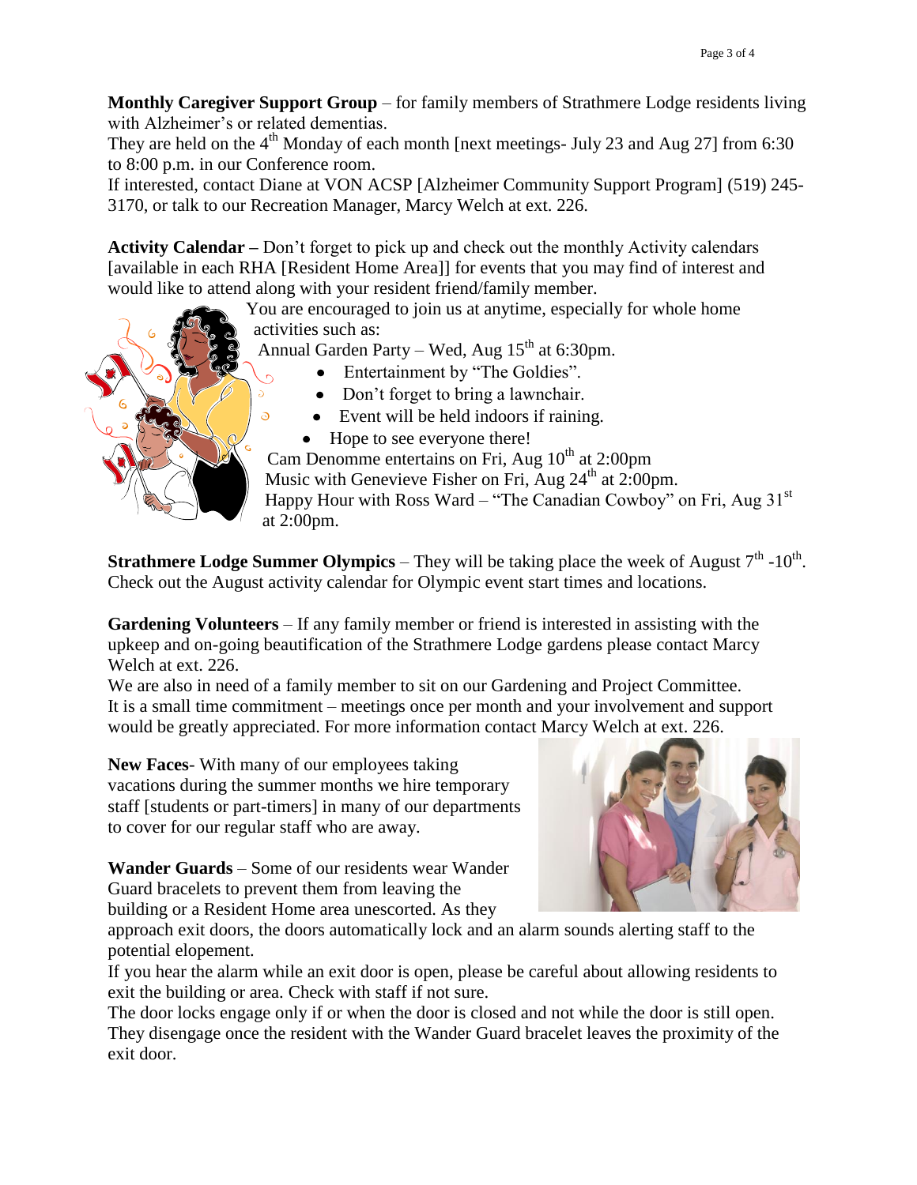**Monthly Caregiver Support Group** – for family members of Strathmere Lodge residents living with Alzheimer's or related dementias.
They are held on the 4th Monday of each month [next meetings- July 23 and Aug 27] from 6:30 to 8:00 p.m. in our Conference room.
If interested, contact Diane at VON ACSP [Alzheimer Community Support Program] (519) 245-3170, or talk to our Recreation Manager, Marcy Welch at ext. 226.

**Activity Calendar –** Don't forget to pick up and check out the monthly Activity calendars [available in each RHA [Resident Home Area]] for events that you may find of interest and would like to attend along with your resident friend/family member.
You are encouraged to join us at anytime, especially for whole home activities such as:
Annual Garden Party – Wed, Aug 15th at 6:30pm.

- Entertainment by "The Goldies".
- Don't forget to bring a lawnchair.
- Event will be held indoors if raining.
- Hope to see everyone there!

Cam Denomme entertains on Fri, Aug 10th at 2:00pm
Music with Genevieve Fisher on Fri, Aug 24th at 2:00pm.
Happy Hour with Ross Ward – "The Canadian Cowboy" on Fri, Aug 31st at 2:00pm.

**Strathmere Lodge Summer Olympics** – They will be taking place the week of August 7th -10th. Check out the August activity calendar for Olympic event start times and locations.

**Gardening Volunteers** – If any family member or friend is interested in assisting with the upkeep and on-going beautification of the Strathmere Lodge gardens please contact Marcy Welch at ext. 226.
We are also in need of a family member to sit on our Gardening and Project Committee. It is a small time commitment – meetings once per month and your involvement and support would be greatly appreciated. For more information contact Marcy Welch at ext. 226.

**New Faces**- With many of our employees taking vacations during the summer months we hire temporary staff [students or part-timers] in many of our departments to cover for our regular staff who are away.

**Wander Guards** – Some of our residents wear Wander Guard bracelets to prevent them from leaving the building or a Resident Home area unescorted. As they approach exit doors, the doors automatically lock and an alarm sounds alerting staff to the potential elopement.
If you hear the alarm while an exit door is open, please be careful about allowing residents to exit the building or area. Check with staff if not sure.
The door locks engage only if or when the door is closed and not while the door is still open. They disengage once the resident with the Wander Guard bracelet leaves the proximity of the exit door.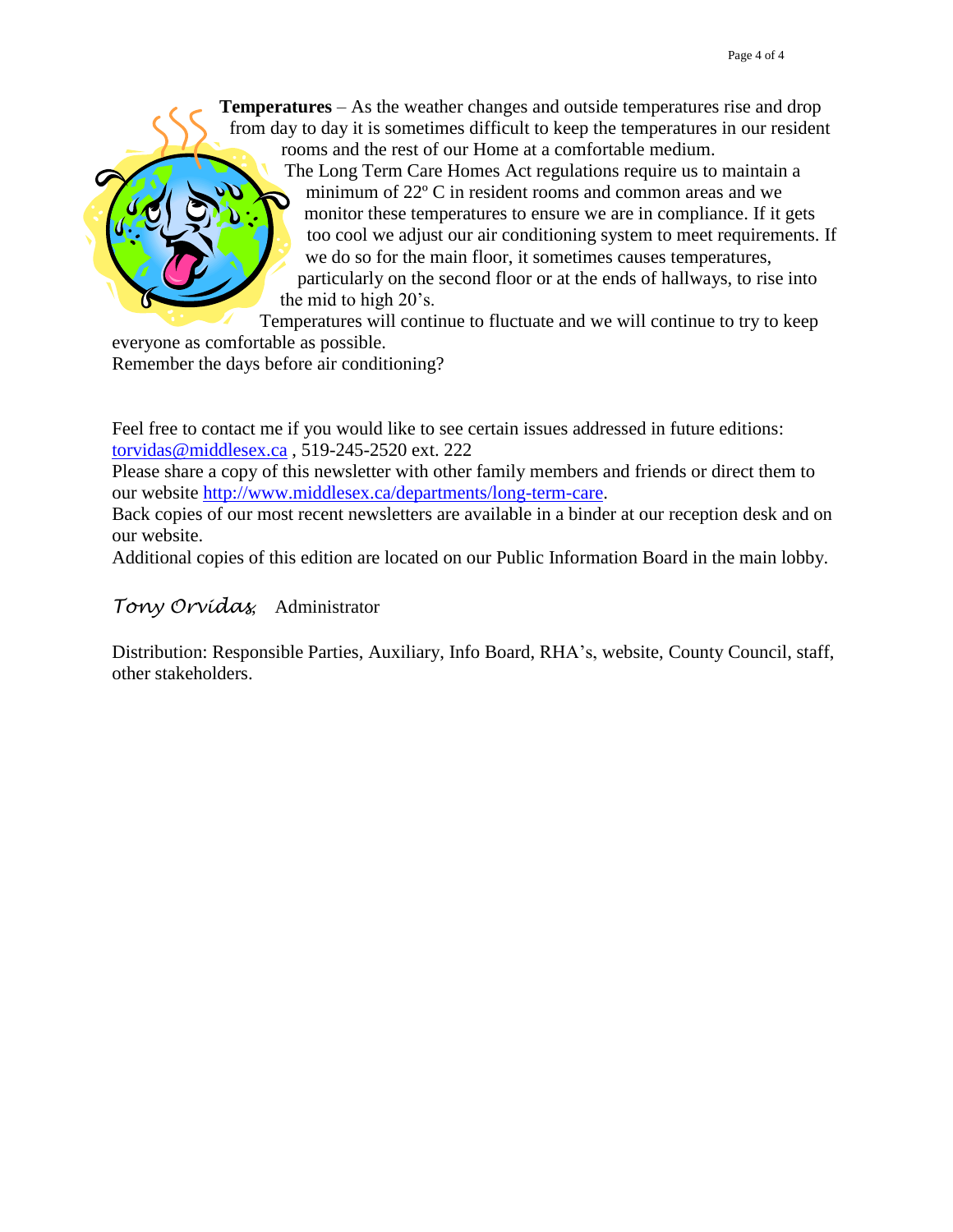**Temperatures** – As the weather changes and outside temperatures rise and drop from day to day it is sometimes difficult to keep the temperatures in our resident rooms and the rest of our Home at a comfortable medium.

The Long Term Care Homes Act regulations require us to maintain a minimum of 22º C in resident rooms and common areas and we monitor these temperatures to ensure we are in compliance. If it gets too cool we adjust our air conditioning system to meet requirements. If we do so for the main floor, it sometimes causes temperatures, particularly on the second floor or at the ends of hallways, to rise into the mid to high 20's.

Temperatures will continue to fluctuate and we will continue to try to keep everyone as comfortable as possible.

Remember the days before air conditioning?

Feel free to contact me if you would like to see certain issues addressed in future editions: torvidas@middlesex.ca , 519-245-2520 ext. 222

Please share a copy of this newsletter with other family members and friends or direct them to our website http://www.middlesex.ca/departments/long-term-care.

Back copies of our most recent newsletters are available in a binder at our reception desk and on our website.

Additional copies of this edition are located on our Public Information Board in the main lobby.

*Tony Orvidas,* Administrator

Distribution: Responsible Parties, Auxiliary, Info Board, RHA's, website, County Council, staff, other stakeholders.